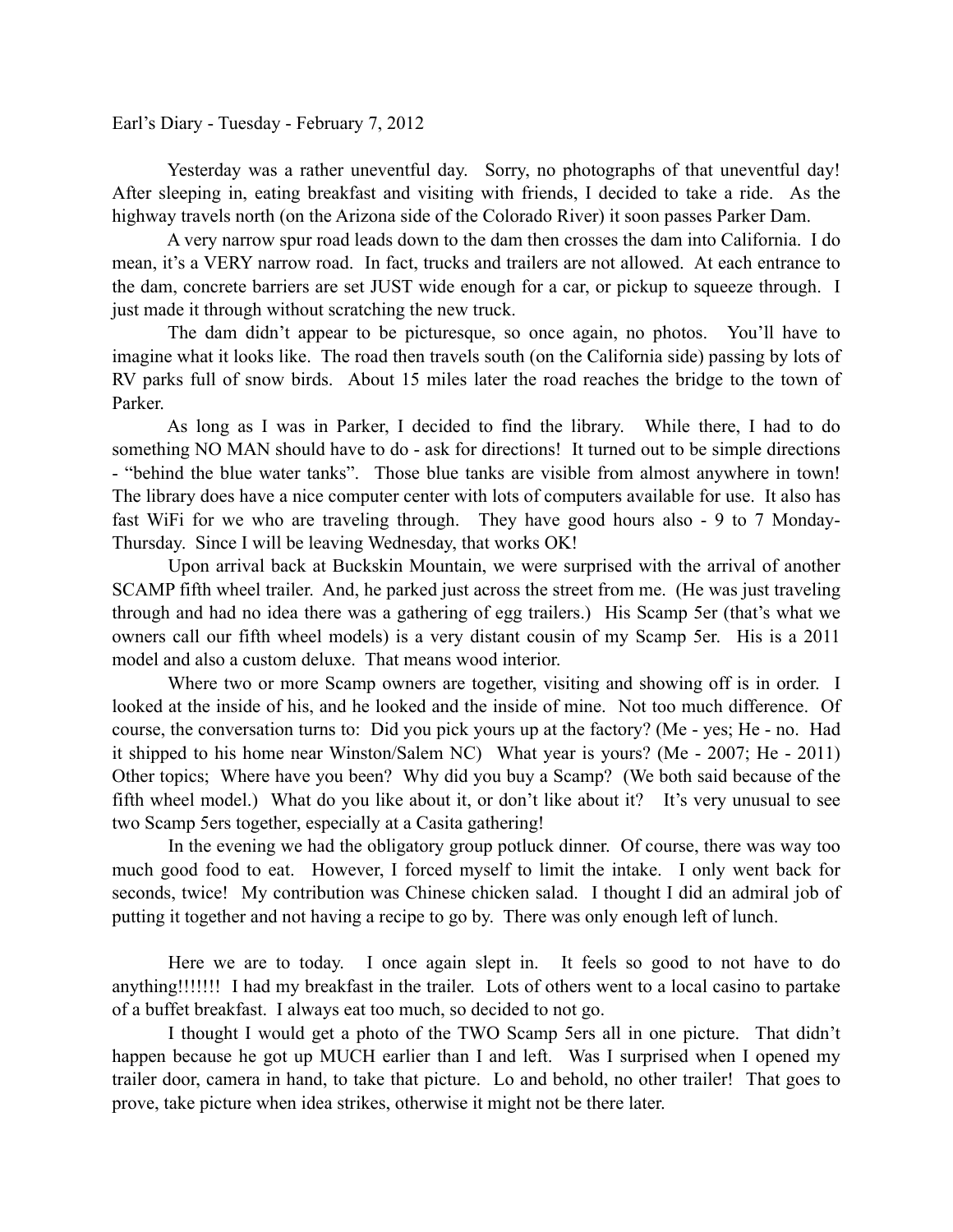Earl's Diary - Tuesday - February 7, 2012

Yesterday was a rather uneventful day. Sorry, no photographs of that uneventful day! After sleeping in, eating breakfast and visiting with friends, I decided to take a ride. As the highway travels north (on the Arizona side of the Colorado River) it soon passes Parker Dam.

A very narrow spur road leads down to the dam then crosses the dam into California. I do mean, it's a VERY narrow road. In fact, trucks and trailers are not allowed. At each entrance to the dam, concrete barriers are set JUST wide enough for a car, or pickup to squeeze through. I just made it through without scratching the new truck.

The dam didn't appear to be picturesque, so once again, no photos. You'll have to imagine what it looks like. The road then travels south (on the California side) passing by lots of RV parks full of snow birds. About 15 miles later the road reaches the bridge to the town of Parker.

As long as I was in Parker, I decided to find the library. While there, I had to do something NO MAN should have to do - ask for directions! It turned out to be simple directions - "behind the blue water tanks". Those blue tanks are visible from almost anywhere in town! The library does have a nice computer center with lots of computers available for use. It also has fast WiFi for we who are traveling through. They have good hours also - 9 to 7 Monday-Thursday. Since I will be leaving Wednesday, that works OK!

Upon arrival back at Buckskin Mountain, we were surprised with the arrival of another SCAMP fifth wheel trailer. And, he parked just across the street from me. (He was just traveling through and had no idea there was a gathering of egg trailers.) His Scamp 5er (that's what we owners call our fifth wheel models) is a very distant cousin of my Scamp 5er. His is a 2011 model and also a custom deluxe. That means wood interior.

Where two or more Scamp owners are together, visiting and showing off is in order. I looked at the inside of his, and he looked and the inside of mine. Not too much difference. Of course, the conversation turns to: Did you pick yours up at the factory? (Me - yes; He - no. Had it shipped to his home near Winston/Salem NC) What year is yours? (Me - 2007; He - 2011) Other topics; Where have you been? Why did you buy a Scamp? (We both said because of the fifth wheel model.) What do you like about it, or don't like about it? It's very unusual to see two Scamp 5ers together, especially at a Casita gathering!

In the evening we had the obligatory group potluck dinner. Of course, there was way too much good food to eat. However, I forced myself to limit the intake. I only went back for seconds, twice! My contribution was Chinese chicken salad. I thought I did an admiral job of putting it together and not having a recipe to go by. There was only enough left of lunch.

Here we are to today. I once again slept in. It feels so good to not have to do anything!!!!!!! I had my breakfast in the trailer. Lots of others went to a local casino to partake of a buffet breakfast. I always eat too much, so decided to not go.

I thought I would get a photo of the TWO Scamp 5ers all in one picture. That didn't happen because he got up MUCH earlier than I and left. Was I surprised when I opened my trailer door, camera in hand, to take that picture. Lo and behold, no other trailer! That goes to prove, take picture when idea strikes, otherwise it might not be there later.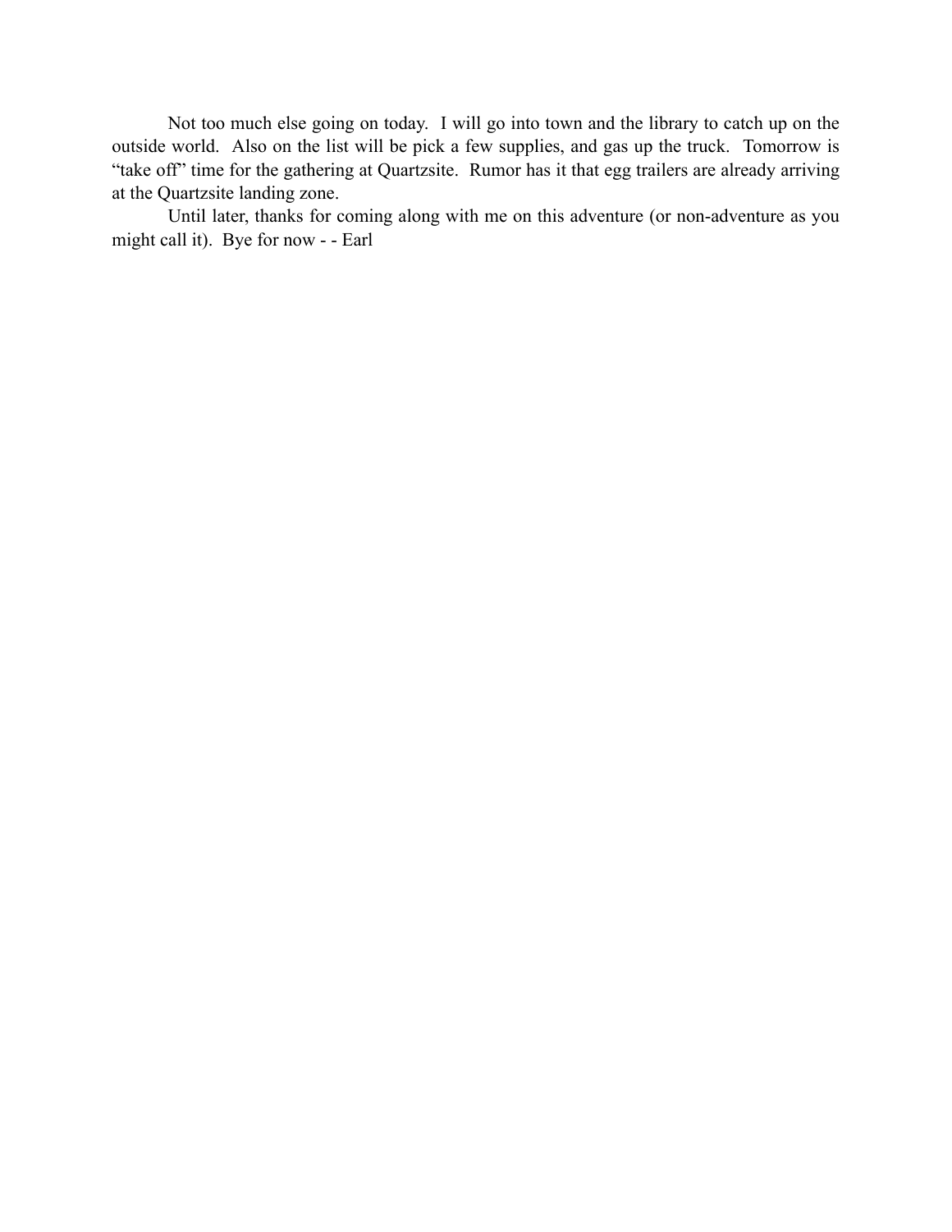Not too much else going on today. I will go into town and the library to catch up on the outside world. Also on the list will be pick a few supplies, and gas up the truck. Tomorrow is "take off" time for the gathering at Quartzsite. Rumor has it that egg trailers are already arriving at the Quartzsite landing zone.

Until later, thanks for coming along with me on this adventure (or non-adventure as you might call it). Bye for now - - Earl